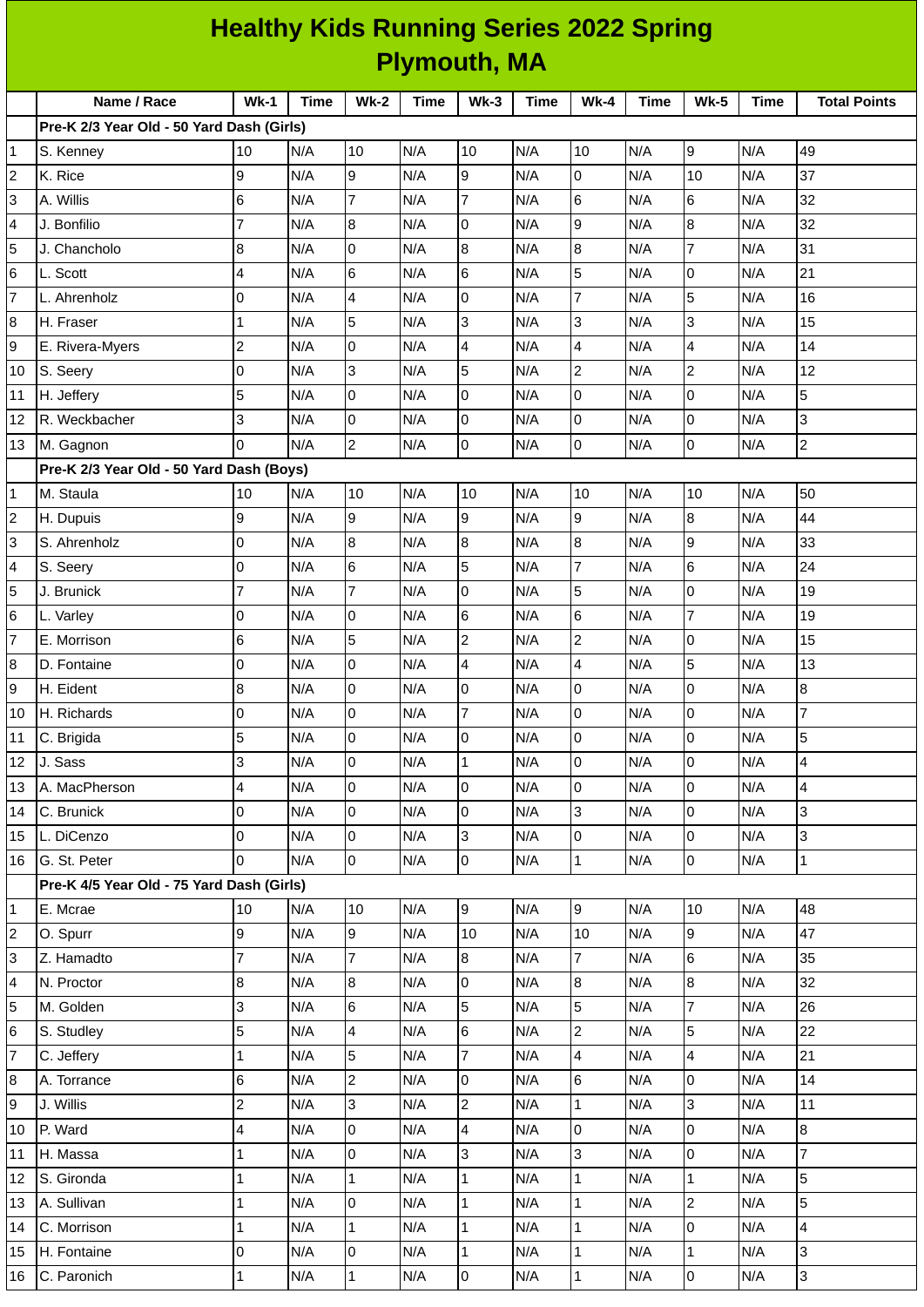# Healthy Kids Running Series 2022 Spring
## Plymouth, MA

| | Name / Race | Wk-1 | Time | Wk-2 | Time | Wk-3 | Time | Wk-4 | Time | Wk-5 | Time | Total Points |
|---|---|---|---|---|---|---|---|---|---|---|---|---|
| | **Pre-K 2/3 Year Old - 50 Yard Dash (Girls)** | | | | | | | | | | | |
| 1 | S. Kenney | 10 | N/A | 10 | N/A | 10 | N/A | 10 | N/A | 9 | N/A | 49 |
| 2 | K. Rice | 9 | N/A | 9 | N/A | 9 | N/A | 0 | N/A | 10 | N/A | 37 |
| 3 | A. Willis | 6 | N/A | 7 | N/A | 7 | N/A | 6 | N/A | 6 | N/A | 32 |
| 4 | J. Bonfilio | 7 | N/A | 8 | N/A | 0 | N/A | 9 | N/A | 8 | N/A | 32 |
| 5 | J. Chancholo | 8 | N/A | 0 | N/A | 8 | N/A | 8 | N/A | 7 | N/A | 31 |
| 6 | L. Scott | 4 | N/A | 6 | N/A | 6 | N/A | 5 | N/A | 0 | N/A | 21 |
| 7 | L. Ahrenholz | 0 | N/A | 4 | N/A | 0 | N/A | 7 | N/A | 5 | N/A | 16 |
| 8 | H. Fraser | 1 | N/A | 5 | N/A | 3 | N/A | 3 | N/A | 3 | N/A | 15 |
| 9 | E. Rivera-Myers | 2 | N/A | 0 | N/A | 4 | N/A | 4 | N/A | 4 | N/A | 14 |
| 10 | S. Seery | 0 | N/A | 3 | N/A | 5 | N/A | 2 | N/A | 2 | N/A | 12 |
| 11 | H. Jeffery | 5 | N/A | 0 | N/A | 0 | N/A | 0 | N/A | 0 | N/A | 5 |
| 12 | R. Weckbacher | 3 | N/A | 0 | N/A | 0 | N/A | 0 | N/A | 0 | N/A | 3 |
| 13 | M. Gagnon | 0 | N/A | 2 | N/A | 0 | N/A | 0 | N/A | 0 | N/A | 2 |
| | **Pre-K 2/3 Year Old - 50 Yard Dash (Boys)** | | | | | | | | | | | |
| 1 | M. Staula | 10 | N/A | 10 | N/A | 10 | N/A | 10 | N/A | 10 | N/A | 50 |
| 2 | H. Dupuis | 9 | N/A | 9 | N/A | 9 | N/A | 9 | N/A | 8 | N/A | 44 |
| 3 | S. Ahrenholz | 0 | N/A | 8 | N/A | 8 | N/A | 8 | N/A | 9 | N/A | 33 |
| 4 | S. Seery | 0 | N/A | 6 | N/A | 5 | N/A | 7 | N/A | 6 | N/A | 24 |
| 5 | J. Brunick | 7 | N/A | 7 | N/A | 0 | N/A | 5 | N/A | 0 | N/A | 19 |
| 6 | L. Varley | 0 | N/A | 0 | N/A | 6 | N/A | 6 | N/A | 7 | N/A | 19 |
| 7 | E. Morrison | 6 | N/A | 5 | N/A | 2 | N/A | 2 | N/A | 0 | N/A | 15 |
| 8 | D. Fontaine | 0 | N/A | 0 | N/A | 4 | N/A | 4 | N/A | 5 | N/A | 13 |
| 9 | H. Eident | 8 | N/A | 0 | N/A | 0 | N/A | 0 | N/A | 0 | N/A | 8 |
| 10 | H. Richards | 0 | N/A | 0 | N/A | 7 | N/A | 0 | N/A | 0 | N/A | 7 |
| 11 | C. Brigida | 5 | N/A | 0 | N/A | 0 | N/A | 0 | N/A | 0 | N/A | 5 |
| 12 | J. Sass | 3 | N/A | 0 | N/A | 1 | N/A | 0 | N/A | 0 | N/A | 4 |
| 13 | A. MacPherson | 4 | N/A | 0 | N/A | 0 | N/A | 0 | N/A | 0 | N/A | 4 |
| 14 | C. Brunick | 0 | N/A | 0 | N/A | 0 | N/A | 3 | N/A | 0 | N/A | 3 |
| 15 | L. DiCenzo | 0 | N/A | 0 | N/A | 3 | N/A | 0 | N/A | 0 | N/A | 3 |
| 16 | G. St. Peter | 0 | N/A | 0 | N/A | 0 | N/A | 1 | N/A | 0 | N/A | 1 |
| | **Pre-K 4/5 Year Old - 75 Yard Dash (Girls)** | | | | | | | | | | | |
| 1 | E. Mcrae | 10 | N/A | 10 | N/A | 9 | N/A | 9 | N/A | 10 | N/A | 48 |
| 2 | O. Spurr | 9 | N/A | 9 | N/A | 10 | N/A | 10 | N/A | 9 | N/A | 47 |
| 3 | Z. Hamadto | 7 | N/A | 7 | N/A | 8 | N/A | 7 | N/A | 6 | N/A | 35 |
| 4 | N. Proctor | 8 | N/A | 8 | N/A | 0 | N/A | 8 | N/A | 8 | N/A | 32 |
| 5 | M. Golden | 3 | N/A | 6 | N/A | 5 | N/A | 5 | N/A | 7 | N/A | 26 |
| 6 | S. Studley | 5 | N/A | 4 | N/A | 6 | N/A | 2 | N/A | 5 | N/A | 22 |
| 7 | C. Jeffery | 1 | N/A | 5 | N/A | 7 | N/A | 4 | N/A | 4 | N/A | 21 |
| 8 | A. Torrance | 6 | N/A | 2 | N/A | 0 | N/A | 6 | N/A | 0 | N/A | 14 |
| 9 | J. Willis | 2 | N/A | 3 | N/A | 2 | N/A | 1 | N/A | 3 | N/A | 11 |
| 10 | P. Ward | 4 | N/A | 0 | N/A | 4 | N/A | 0 | N/A | 0 | N/A | 8 |
| 11 | H. Massa | 1 | N/A | 0 | N/A | 3 | N/A | 3 | N/A | 0 | N/A | 7 |
| 12 | S. Gironda | 1 | N/A | 1 | N/A | 1 | N/A | 1 | N/A | 1 | N/A | 5 |
| 13 | A. Sullivan | 1 | N/A | 0 | N/A | 1 | N/A | 1 | N/A | 2 | N/A | 5 |
| 14 | C. Morrison | 1 | N/A | 1 | N/A | 1 | N/A | 1 | N/A | 0 | N/A | 4 |
| 15 | H. Fontaine | 0 | N/A | 0 | N/A | 1 | N/A | 1 | N/A | 1 | N/A | 3 |
| 16 | C. Paronich | 1 | N/A | 1 | N/A | 0 | N/A | 1 | N/A | 0 | N/A | 3 |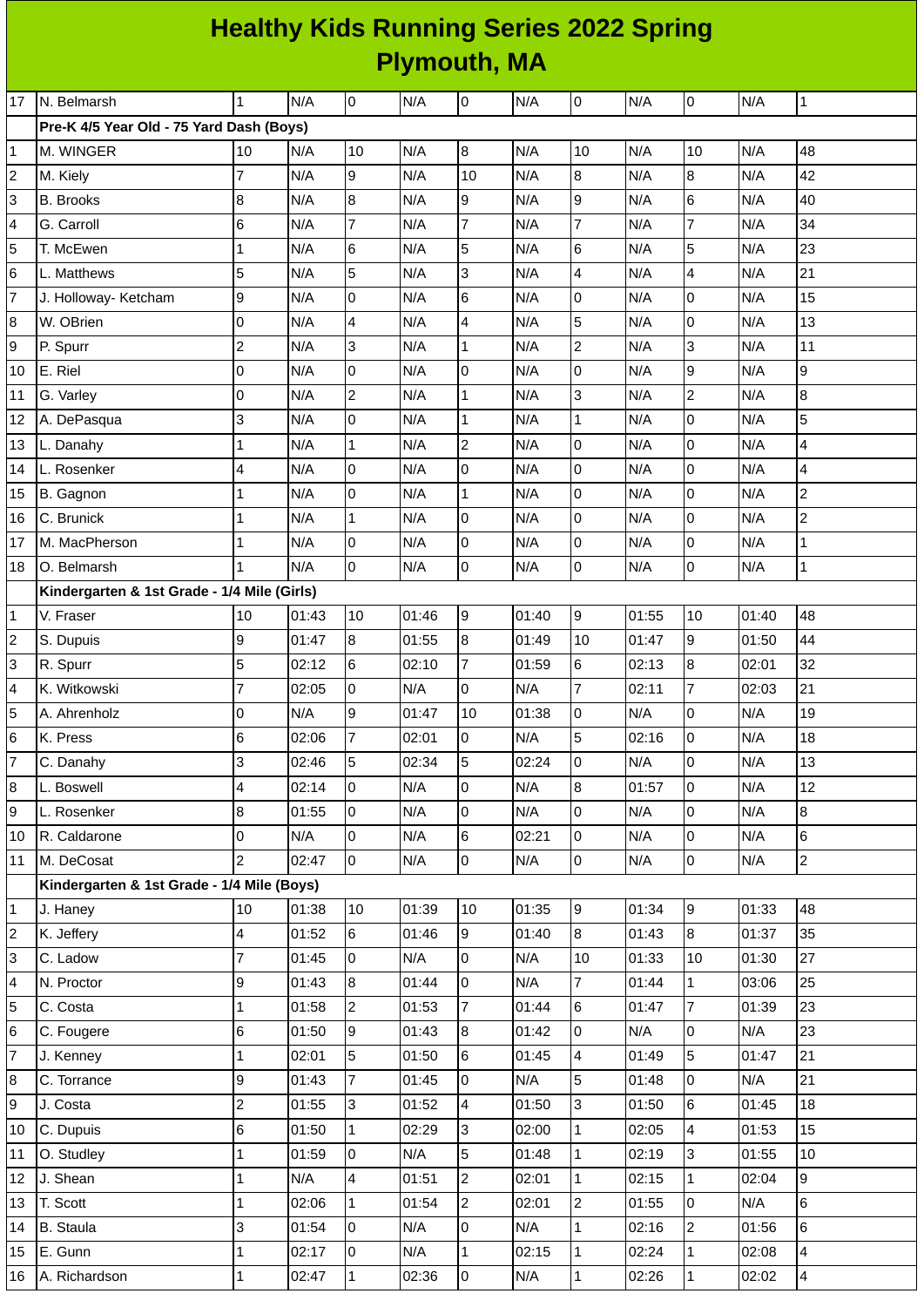# Healthy Kids Running Series 2022 Spring
## Plymouth, MA

| | | | | | | | | | | | | |
|---|---|---|---|---|---|---|---|---|---|---|---|---|
| 17 | N. Belmarsh | 1 | N/A | 0 | N/A | 0 | N/A | 0 | N/A | 0 | N/A | 1 |
| | **Pre-K 4/5 Year Old - 75 Yard Dash (Boys)** | | | | | | | | | | | |
| 1 | M. WINGER | 10 | N/A | 10 | N/A | 8 | N/A | 10 | N/A | 10 | N/A | 48 |
| 2 | M. Kiely | 7 | N/A | 9 | N/A | 10 | N/A | 8 | N/A | 8 | N/A | 42 |
| 3 | B. Brooks | 8 | N/A | 8 | N/A | 9 | N/A | 9 | N/A | 6 | N/A | 40 |
| 4 | G. Carroll | 6 | N/A | 7 | N/A | 7 | N/A | 7 | N/A | 7 | N/A | 34 |
| 5 | T. McEwen | 1 | N/A | 6 | N/A | 5 | N/A | 6 | N/A | 5 | N/A | 23 |
| 6 | L. Matthews | 5 | N/A | 5 | N/A | 3 | N/A | 4 | N/A | 4 | N/A | 21 |
| 7 | J. Holloway- Ketcham | 9 | N/A | 0 | N/A | 6 | N/A | 0 | N/A | 0 | N/A | 15 |
| 8 | W. OBrien | 0 | N/A | 4 | N/A | 4 | N/A | 5 | N/A | 0 | N/A | 13 |
| 9 | P. Spurr | 2 | N/A | 3 | N/A | 1 | N/A | 2 | N/A | 3 | N/A | 11 |
| 10 | E. Riel | 0 | N/A | 0 | N/A | 0 | N/A | 0 | N/A | 9 | N/A | 9 |
| 11 | G. Varley | 0 | N/A | 2 | N/A | 1 | N/A | 3 | N/A | 2 | N/A | 8 |
| 12 | A. DePasqua | 3 | N/A | 0 | N/A | 1 | N/A | 1 | N/A | 0 | N/A | 5 |
| 13 | L. Danahy | 1 | N/A | 1 | N/A | 2 | N/A | 0 | N/A | 0 | N/A | 4 |
| 14 | L. Rosenker | 4 | N/A | 0 | N/A | 0 | N/A | 0 | N/A | 0 | N/A | 4 |
| 15 | B. Gagnon | 1 | N/A | 0 | N/A | 1 | N/A | 0 | N/A | 0 | N/A | 2 |
| 16 | C. Brunick | 1 | N/A | 1 | N/A | 0 | N/A | 0 | N/A | 0 | N/A | 2 |
| 17 | M. MacPherson | 1 | N/A | 0 | N/A | 0 | N/A | 0 | N/A | 0 | N/A | 1 |
| 18 | O. Belmarsh | 1 | N/A | 0 | N/A | 0 | N/A | 0 | N/A | 0 | N/A | 1 |
| | **Kindergarten & 1st Grade - 1/4 Mile (Girls)** | | | | | | | | | | | |
| 1 | V. Fraser | 10 | 01:43 | 10 | 01:46 | 9 | 01:40 | 9 | 01:55 | 10 | 01:40 | 48 |
| 2 | S. Dupuis | 9 | 01:47 | 8 | 01:55 | 8 | 01:49 | 10 | 01:47 | 9 | 01:50 | 44 |
| 3 | R. Spurr | 5 | 02:12 | 6 | 02:10 | 7 | 01:59 | 6 | 02:13 | 8 | 02:01 | 32 |
| 4 | K. Witkowski | 7 | 02:05 | 0 | N/A | 0 | N/A | 7 | 02:11 | 7 | 02:03 | 21 |
| 5 | A. Ahrenholz | 0 | N/A | 9 | 01:47 | 10 | 01:38 | 0 | N/A | 0 | N/A | 19 |
| 6 | K. Press | 6 | 02:06 | 7 | 02:01 | 0 | N/A | 5 | 02:16 | 0 | N/A | 18 |
| 7 | C. Danahy | 3 | 02:46 | 5 | 02:34 | 5 | 02:24 | 0 | N/A | 0 | N/A | 13 |
| 8 | L. Boswell | 4 | 02:14 | 0 | N/A | 0 | N/A | 8 | 01:57 | 0 | N/A | 12 |
| 9 | L. Rosenker | 8 | 01:55 | 0 | N/A | 0 | N/A | 0 | N/A | 0 | N/A | 8 |
| 10 | R. Caldarone | 0 | N/A | 0 | N/A | 6 | 02:21 | 0 | N/A | 0 | N/A | 6 |
| 11 | M. DeCosat | 2 | 02:47 | 0 | N/A | 0 | N/A | 0 | N/A | 0 | N/A | 2 |
| | **Kindergarten & 1st Grade - 1/4 Mile (Boys)** | | | | | | | | | | | |
| 1 | J. Haney | 10 | 01:38 | 10 | 01:39 | 10 | 01:35 | 9 | 01:34 | 9 | 01:33 | 48 |
| 2 | K. Jeffery | 4 | 01:52 | 6 | 01:46 | 9 | 01:40 | 8 | 01:43 | 8 | 01:37 | 35 |
| 3 | C. Ladow | 7 | 01:45 | 0 | N/A | 0 | N/A | 10 | 01:33 | 10 | 01:30 | 27 |
| 4 | N. Proctor | 9 | 01:43 | 8 | 01:44 | 0 | N/A | 7 | 01:44 | 1 | 03:06 | 25 |
| 5 | C. Costa | 1 | 01:58 | 2 | 01:53 | 7 | 01:44 | 6 | 01:47 | 7 | 01:39 | 23 |
| 6 | C. Fougere | 6 | 01:50 | 9 | 01:43 | 8 | 01:42 | 0 | N/A | 0 | N/A | 23 |
| 7 | J. Kenney | 1 | 02:01 | 5 | 01:50 | 6 | 01:45 | 4 | 01:49 | 5 | 01:47 | 21 |
| 8 | C. Torrance | 9 | 01:43 | 7 | 01:45 | 0 | N/A | 5 | 01:48 | 0 | N/A | 21 |
| 9 | J. Costa | 2 | 01:55 | 3 | 01:52 | 4 | 01:50 | 3 | 01:50 | 6 | 01:45 | 18 |
| 10 | C. Dupuis | 6 | 01:50 | 1 | 02:29 | 3 | 02:00 | 1 | 02:05 | 4 | 01:53 | 15 |
| 11 | O. Studley | 1 | 01:59 | 0 | N/A | 5 | 01:48 | 1 | 02:19 | 3 | 01:55 | 10 |
| 12 | J. Shean | 1 | N/A | 4 | 01:51 | 2 | 02:01 | 1 | 02:15 | 1 | 02:04 | 9 |
| 13 | T. Scott | 1 | 02:06 | 1 | 01:54 | 2 | 02:01 | 2 | 01:55 | 0 | N/A | 6 |
| 14 | B. Staula | 3 | 01:54 | 0 | N/A | 0 | N/A | 1 | 02:16 | 2 | 01:56 | 6 |
| 15 | E. Gunn | 1 | 02:17 | 0 | N/A | 1 | 02:15 | 1 | 02:24 | 1 | 02:08 | 4 |
| 16 | A. Richardson | 1 | 02:47 | 1 | 02:36 | 0 | N/A | 1 | 02:26 | 1 | 02:02 | 4 |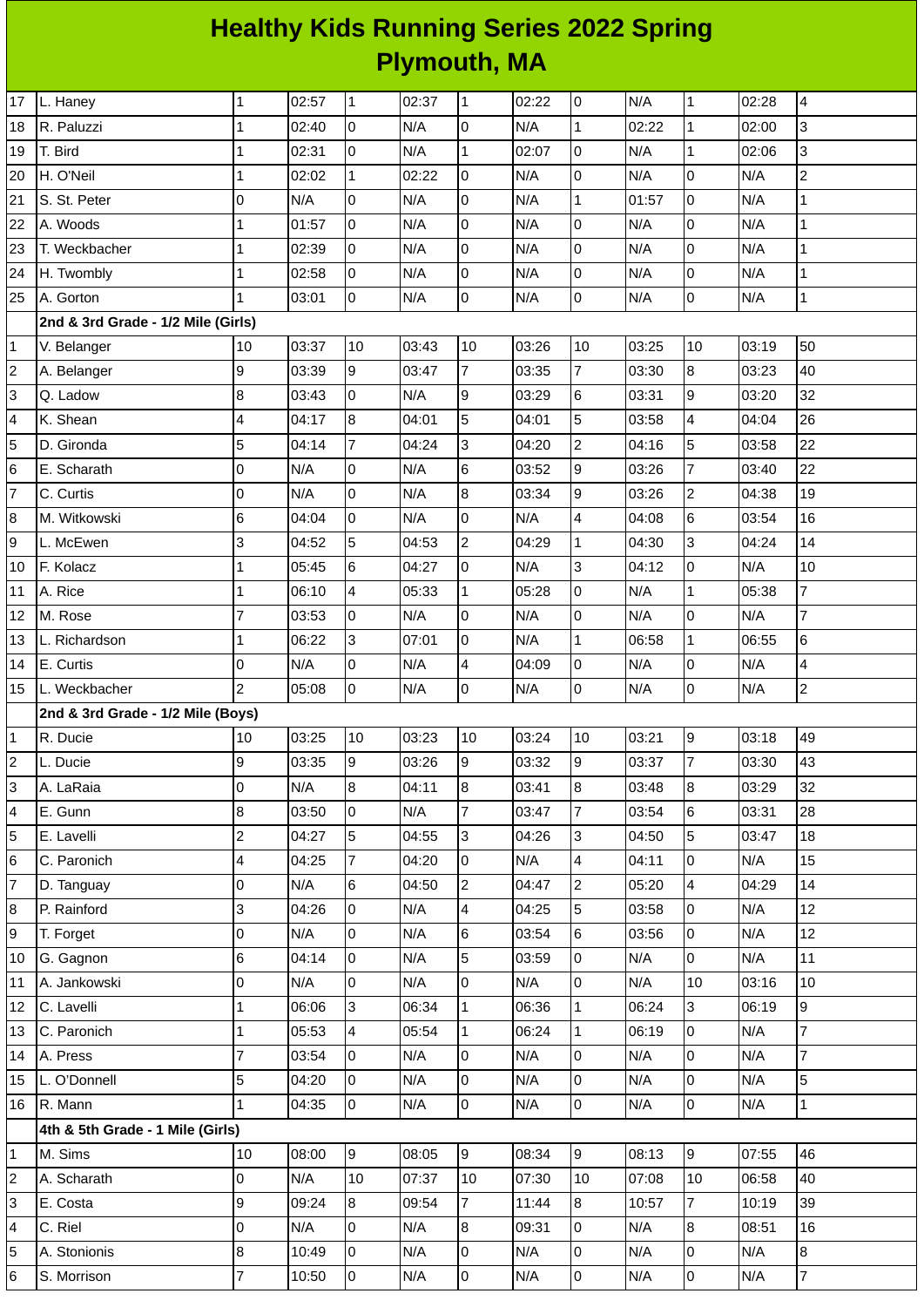# Healthy Kids Running Series 2022 Spring
## Plymouth, MA

| | | | | | | | | | | | | |
|---|---|---|---|---|---|---|---|---|---|---|---|---|
| 17 | L. Haney | 1 | 02:57 | 1 | 02:37 | 1 | 02:22 | 0 | N/A | 1 | 02:28 | 4 |
| 18 | R. Paluzzi | 1 | 02:40 | 0 | N/A | 0 | N/A | 1 | 02:22 | 1 | 02:00 | 3 |
| 19 | T. Bird | 1 | 02:31 | 0 | N/A | 1 | 02:07 | 0 | N/A | 1 | 02:06 | 3 |
| 20 | H. O'Neil | 1 | 02:02 | 1 | 02:22 | 0 | N/A | 0 | N/A | 0 | N/A | 2 |
| 21 | S. St. Peter | 0 | N/A | 0 | N/A | 0 | N/A | 1 | 01:57 | 0 | N/A | 1 |
| 22 | A. Woods | 1 | 01:57 | 0 | N/A | 0 | N/A | 0 | N/A | 0 | N/A | 1 |
| 23 | T. Weckbacher | 1 | 02:39 | 0 | N/A | 0 | N/A | 0 | N/A | 0 | N/A | 1 |
| 24 | H. Twombly | 1 | 02:58 | 0 | N/A | 0 | N/A | 0 | N/A | 0 | N/A | 1 |
| 25 | A. Gorton | 1 | 03:01 | 0 | N/A | 0 | N/A | 0 | N/A | 0 | N/A | 1 |
| | **2nd & 3rd Grade - 1/2 Mile (Girls)** | | | | | | | | | | | |
| 1 | V. Belanger | 10 | 03:37 | 10 | 03:43 | 10 | 03:26 | 10 | 03:25 | 10 | 03:19 | 50 |
| 2 | A. Belanger | 9 | 03:39 | 9 | 03:47 | 7 | 03:35 | 7 | 03:30 | 8 | 03:23 | 40 |
| 3 | Q. Ladow | 8 | 03:43 | 0 | N/A | 9 | 03:29 | 6 | 03:31 | 9 | 03:20 | 32 |
| 4 | K. Shean | 4 | 04:17 | 8 | 04:01 | 5 | 04:01 | 5 | 03:58 | 4 | 04:04 | 26 |
| 5 | D. Gironda | 5 | 04:14 | 7 | 04:24 | 3 | 04:20 | 2 | 04:16 | 5 | 03:58 | 22 |
| 6 | E. Scharath | 0 | N/A | 0 | N/A | 6 | 03:52 | 9 | 03:26 | 7 | 03:40 | 22 |
| 7 | C. Curtis | 0 | N/A | 0 | N/A | 8 | 03:34 | 9 | 03:26 | 2 | 04:38 | 19 |
| 8 | M. Witkowski | 6 | 04:04 | 0 | N/A | 0 | N/A | 4 | 04:08 | 6 | 03:54 | 16 |
| 9 | L. McEwen | 3 | 04:52 | 5 | 04:53 | 2 | 04:29 | 1 | 04:30 | 3 | 04:24 | 14 |
| 10 | F. Kolacz | 1 | 05:45 | 6 | 04:27 | 0 | N/A | 3 | 04:12 | 0 | N/A | 10 |
| 11 | A. Rice | 1 | 06:10 | 4 | 05:33 | 1 | 05:28 | 0 | N/A | 1 | 05:38 | 7 |
| 12 | M. Rose | 7 | 03:53 | 0 | N/A | 0 | N/A | 0 | N/A | 0 | N/A | 7 |
| 13 | L. Richardson | 1 | 06:22 | 3 | 07:01 | 0 | N/A | 1 | 06:58 | 1 | 06:55 | 6 |
| 14 | E. Curtis | 0 | N/A | 0 | N/A | 4 | 04:09 | 0 | N/A | 0 | N/A | 4 |
| 15 | L. Weckbacher | 2 | 05:08 | 0 | N/A | 0 | N/A | 0 | N/A | 0 | N/A | 2 |
| | **2nd & 3rd Grade - 1/2 Mile (Boys)** | | | | | | | | | | | |
| 1 | R. Ducie | 10 | 03:25 | 10 | 03:23 | 10 | 03:24 | 10 | 03:21 | 9 | 03:18 | 49 |
| 2 | L. Ducie | 9 | 03:35 | 9 | 03:26 | 9 | 03:32 | 9 | 03:37 | 7 | 03:30 | 43 |
| 3 | A. LaRaia | 0 | N/A | 8 | 04:11 | 8 | 03:41 | 8 | 03:48 | 8 | 03:29 | 32 |
| 4 | E. Gunn | 8 | 03:50 | 0 | N/A | 7 | 03:47 | 7 | 03:54 | 6 | 03:31 | 28 |
| 5 | E. Lavelli | 2 | 04:27 | 5 | 04:55 | 3 | 04:26 | 3 | 04:50 | 5 | 03:47 | 18 |
| 6 | C. Paronich | 4 | 04:25 | 7 | 04:20 | 0 | N/A | 4 | 04:11 | 0 | N/A | 15 |
| 7 | D. Tanguay | 0 | N/A | 6 | 04:50 | 2 | 04:47 | 2 | 05:20 | 4 | 04:29 | 14 |
| 8 | P. Rainford | 3 | 04:26 | 0 | N/A | 4 | 04:25 | 5 | 03:58 | 0 | N/A | 12 |
| 9 | T. Forget | 0 | N/A | 0 | N/A | 6 | 03:54 | 6 | 03:56 | 0 | N/A | 12 |
| 10 | G. Gagnon | 6 | 04:14 | 0 | N/A | 5 | 03:59 | 0 | N/A | 0 | N/A | 11 |
| 11 | A. Jankowski | 0 | N/A | 0 | N/A | 0 | N/A | 0 | N/A | 10 | 03:16 | 10 |
| 12 | C. Lavelli | 1 | 06:06 | 3 | 06:34 | 1 | 06:36 | 1 | 06:24 | 3 | 06:19 | 9 |
| 13 | C. Paronich | 1 | 05:53 | 4 | 05:54 | 1 | 06:24 | 1 | 06:19 | 0 | N/A | 7 |
| 14 | A. Press | 7 | 03:54 | 0 | N/A | 0 | N/A | 0 | N/A | 0 | N/A | 7 |
| 15 | L. O'Donnell | 5 | 04:20 | 0 | N/A | 0 | N/A | 0 | N/A | 0 | N/A | 5 |
| 16 | R. Mann | 1 | 04:35 | 0 | N/A | 0 | N/A | 0 | N/A | 0 | N/A | 1 |
| | **4th & 5th Grade - 1 Mile (Girls)** | | | | | | | | | | | |
| 1 | M. Sims | 10 | 08:00 | 9 | 08:05 | 9 | 08:34 | 9 | 08:13 | 9 | 07:55 | 46 |
| 2 | A. Scharath | 0 | N/A | 10 | 07:37 | 10 | 07:30 | 10 | 07:08 | 10 | 06:58 | 40 |
| 3 | E. Costa | 9 | 09:24 | 8 | 09:54 | 7 | 11:44 | 8 | 10:57 | 7 | 10:19 | 39 |
| 4 | C. Riel | 0 | N/A | 0 | N/A | 8 | 09:31 | 0 | N/A | 8 | 08:51 | 16 |
| 5 | A. Stonionis | 8 | 10:49 | 0 | N/A | 0 | N/A | 0 | N/A | 0 | N/A | 8 |
| 6 | S. Morrison | 7 | 10:50 | 0 | N/A | 0 | N/A | 0 | N/A | 0 | N/A | 7 |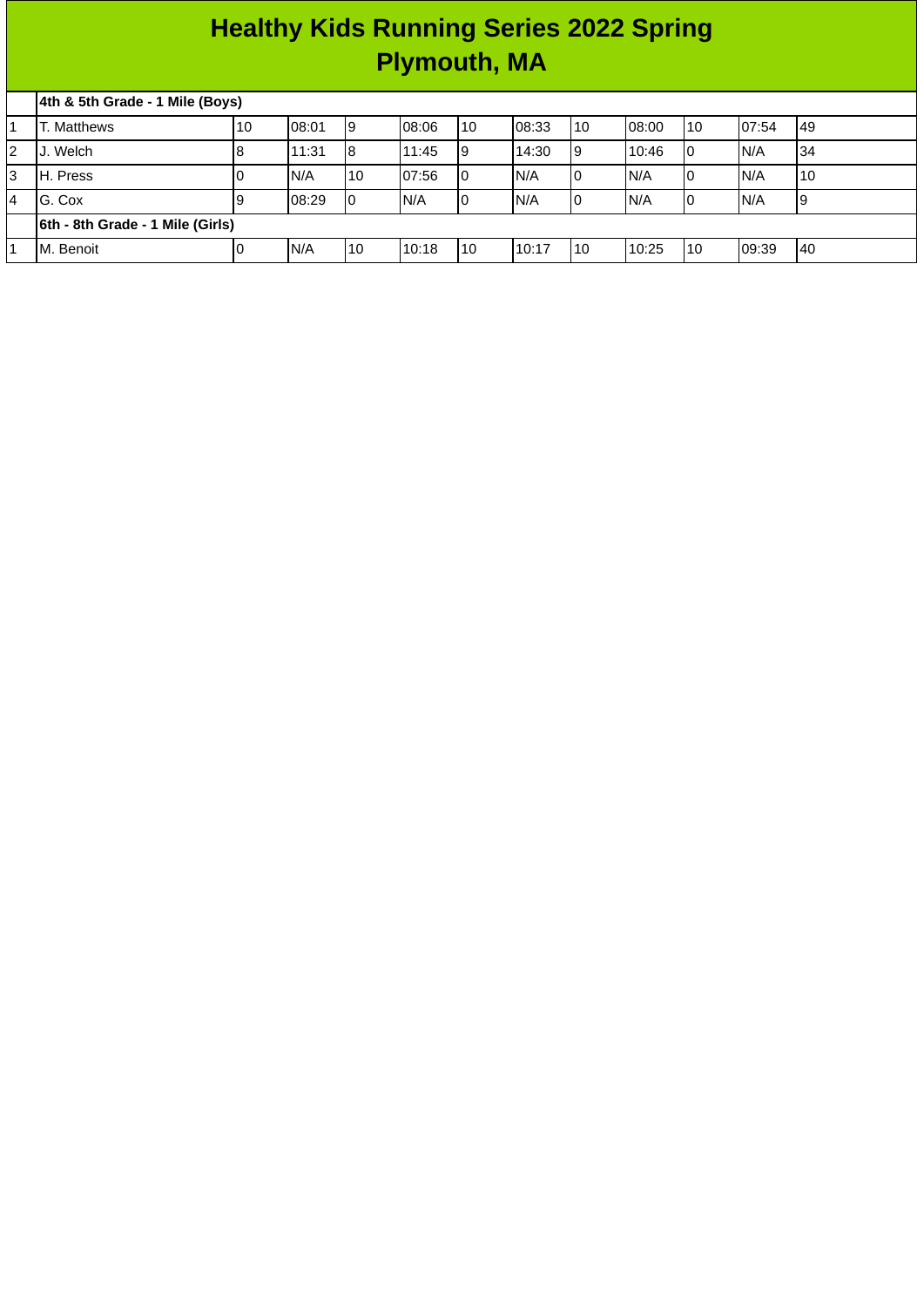# Healthy Kids Running Series 2022 Spring
## Plymouth, MA

| | | | | | | | | | | | | |
|---|---|---|---|---|---|---|---|---|---|---|---|---|
| | **4th & 5th Grade - 1 Mile (Boys)** | | | | | | | | | | | |
| 1 | T. Matthews | 10 | 08:01 | 9 | 08:06 | 10 | 08:33 | 10 | 08:00 | 10 | 07:54 | 49 |
| 2 | J. Welch | 8 | 11:31 | 8 | 11:45 | 9 | 14:30 | 9 | 10:46 | 0 | N/A | 34 |
| 3 | H. Press | 0 | N/A | 10 | 07:56 | 0 | N/A | 0 | N/A | 0 | N/A | 10 |
| 4 | G. Cox | 9 | 08:29 | 0 | N/A | 0 | N/A | 0 | N/A | 0 | N/A | 9 |
| | **6th - 8th Grade - 1 Mile (Girls)** | | | | | | | | | | | |
| 1 | M. Benoit | 0 | N/A | 10 | 10:18 | 10 | 10:17 | 10 | 10:25 | 10 | 09:39 | 40 |